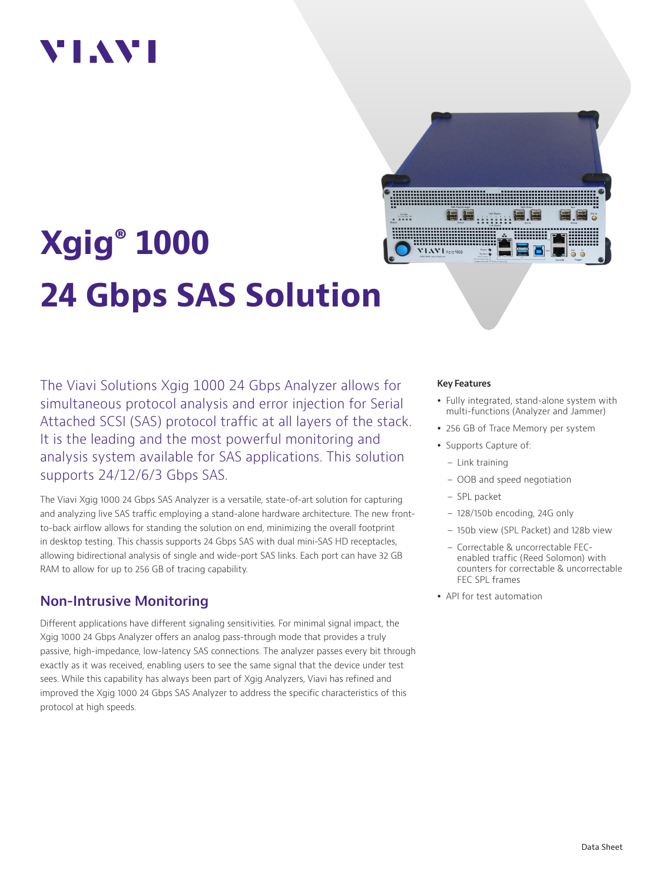# Xgig® 1000 24 Gbps SAS Solution

The Viavi Solutions Xgig 1000 24 Gbps Analyzer allows for simultaneous protocol analysis and error injection for Serial Attached SCSI (SAS) protocol traffic at all layers of the stack. It is the leading and the most powerful monitoring and analysis system available for SAS applications. This solution supports 24/12/6/3 Gbps SAS.

The Viavi Xgig 1000 24 Gbps SAS Analyzer is a versatile, state-of-art solution for capturing and analyzing live SAS traffic employing a stand-alone hardware architecture. The new front-to-back airflow allows for standing the solution on end, minimizing the overall footprint in desktop testing. This chassis supports 24 Gbps SAS with dual mini-SAS HD receptacles, allowing bidirectional analysis of single and wide-port SAS links. Each port can have 32 GB RAM to allow for up to 256 GB of tracing capability.

## Non-Intrusive Monitoring

Different applications have different signaling sensitivities. For minimal signal impact, the Xgig 1000 24 Gbps Analyzer offers an analog pass-through mode that provides a truly passive, high-impedance, low-latency SAS connections. The analyzer passes every bit through exactly as it was received, enabling users to see the same signal that the device under test sees. While this capability has always been part of Xgig Analyzers, Viavi has refined and improved the Xgig 1000 24 Gbps SAS Analyzer to address the specific characteristics of this protocol at high speeds.

**Key Features**

- Fully integrated, stand-alone system with multi-functions (Analyzer and Jammer)
- 256 GB of Trace Memory per system
- Supports Capture of:
  - Link training
  - OOB and speed negotiation
  - SPL packet
  - 128/150b encoding, 24G only
  - 150b view (SPL Packet) and 128b view
  - Correctable & uncorrectable FEC-enabled traffic (Reed Solomon) with counters for correctable & uncorrectable FEC SPL frames
- API for test automation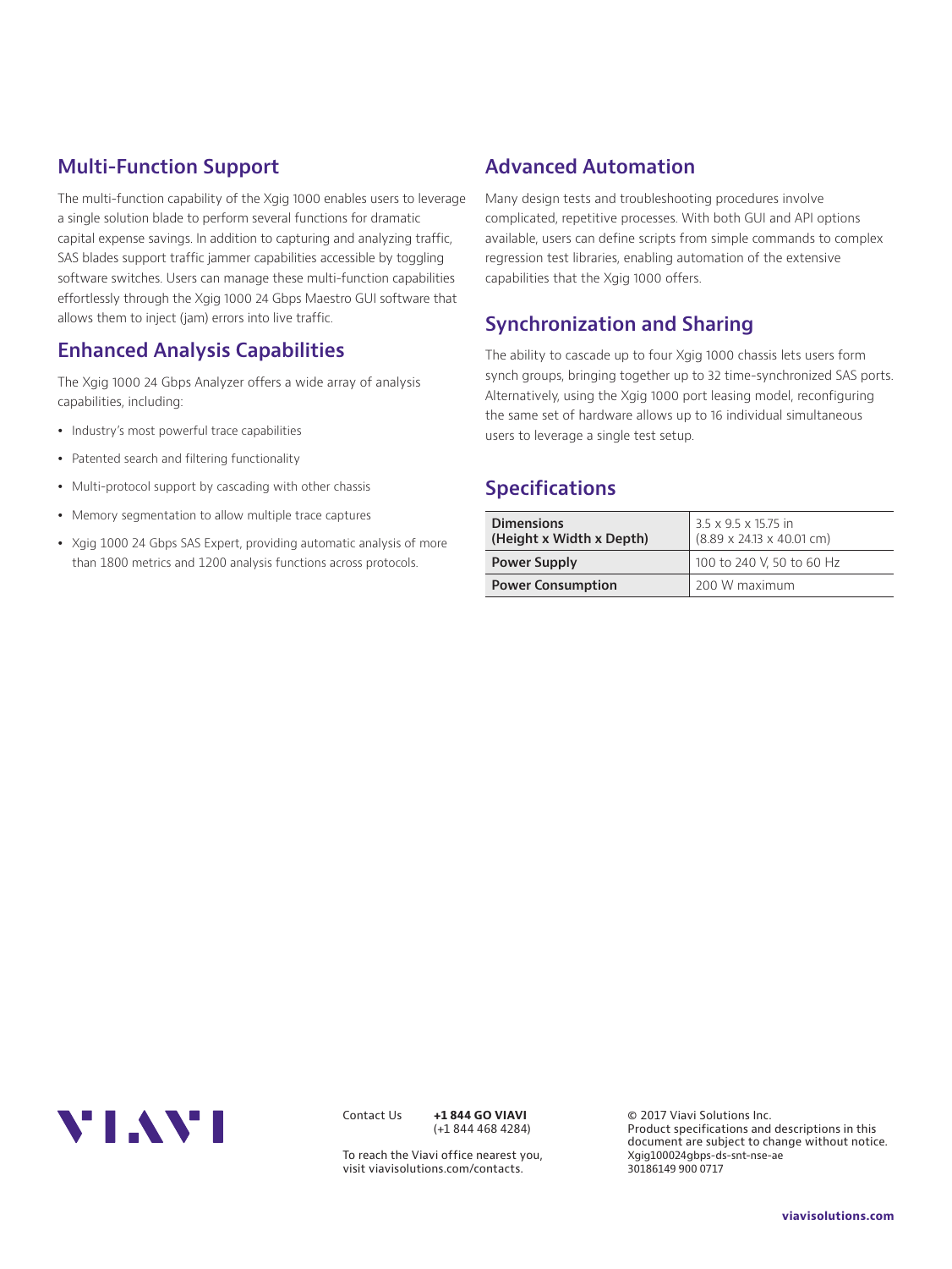## Multi-Function Support

The multi-function capability of the Xgig 1000 enables users to leverage a single solution blade to perform several functions for dramatic capital expense savings. In addition to capturing and analyzing traffic, SAS blades support traffic jammer capabilities accessible by toggling software switches. Users can manage these multi-function capabilities effortlessly through the Xgig 1000 24 Gbps Maestro GUI software that allows them to inject (jam) errors into live traffic.

## Enhanced Analysis Capabilities

The Xgig 1000 24 Gbps Analyzer offers a wide array of analysis capabilities, including:

- Industry's most powerful trace capabilities
- Patented search and filtering functionality
- Multi-protocol support by cascading with other chassis
- Memory segmentation to allow multiple trace captures
- Xgig 1000 24 Gbps SAS Expert, providing automatic analysis of more than 1800 metrics and 1200 analysis functions across protocols.

## Advanced Automation

Many design tests and troubleshooting procedures involve complicated, repetitive processes. With both GUI and API options available, users can define scripts from simple commands to complex regression test libraries, enabling automation of the extensive capabilities that the Xgig 1000 offers.

## Synchronization and Sharing

The ability to cascade up to four Xgig 1000 chassis lets users form synch groups, bringing together up to 32 time-synchronized SAS ports. Alternatively, using the Xgig 1000 port leasing model, reconfiguring the same set of hardware allows up to 16 individual simultaneous users to leverage a single test setup.

## Specifications

| | |
|---|---|
| **Dimensions (Height x Width x Depth)** | 3.5 x 9.5 x 15.75 in (8.89 x 24.13 x 40.01 cm) |
| **Power Supply** | 100 to 240 V, 50 to 60 Hz |
| **Power Consumption** | 200 W maximum |

VIAVI

Contact Us **+1 844 GO VIAVI** (+1 844 468 4284)

To reach the Viavi office nearest you, visit viavisolutions.com/contacts.

© 2017 Viavi Solutions Inc.
Product specifications and descriptions in this document are subject to change without notice.
Xgig100024gbps-ds-snt-nse-ae
30186149 900 0717

viavisolutions.com